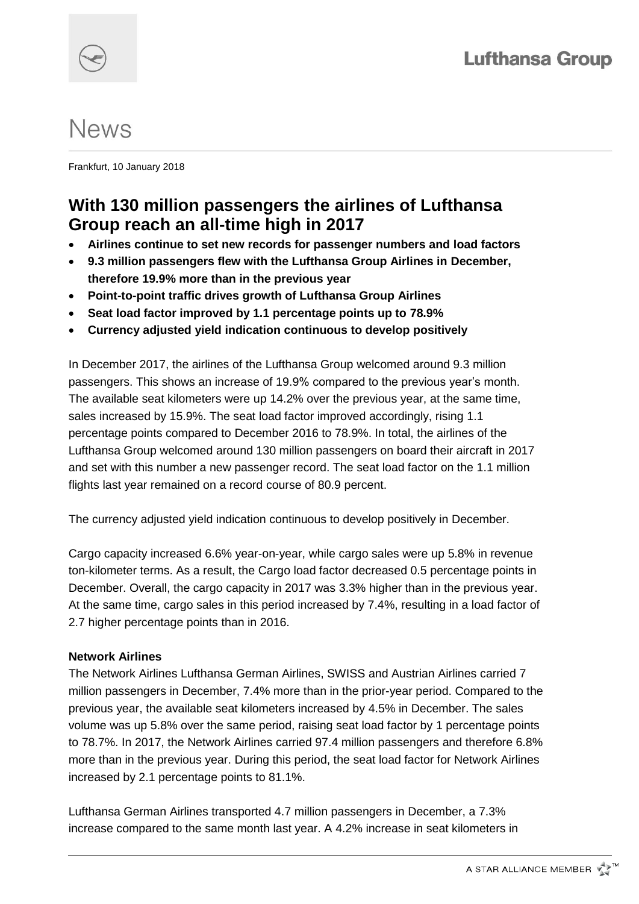# News

Frankfurt, 10 January 2018

## With 130 million passengers the airlines of Lufthansa Group reach an all-time high in 2017

- **Airlines continue to set new records for passenger numbers and load factors**
- **9.3 million passengers flew with the Lufthansa Group Airlines in December, therefore 19.9% more than in the previous year**
- **Point-to-point traffic drives growth of Lufthansa Group Airlines**
- **Seat load factor improved by 1.1 percentage points up to 78.9%**
- **Currency adjusted yield indication continuous to develop positively**

In December 2017, the airlines of the Lufthansa Group welcomed around 9.3 million passengers. This shows an increase of 19.9% compared to the previous year's month. The available seat kilometers were up 14.2% over the previous year, at the same time, sales increased by 15.9%. The seat load factor improved accordingly, rising 1.1 percentage points compared to December 2016 to 78.9%. In total, the airlines of the Lufthansa Group welcomed around 130 million passengers on board their aircraft in 2017 and set with this number a new passenger record. The seat load factor on the 1.1 million flights last year remained on a record course of 80.9 percent.

The currency adjusted yield indication continuous to develop positively in December.

Cargo capacity increased 6.6% year-on-year, while cargo sales were up 5.8% in revenue ton-kilometer terms. As a result, the Cargo load factor decreased 0.5 percentage points in December. Overall, the cargo capacity in 2017 was 3.3% higher than in the previous year. At the same time, cargo sales in this period increased by 7.4%, resulting in a load factor of 2.7 higher percentage points than in 2016.

**Network Airlines**

The Network Airlines Lufthansa German Airlines, SWISS and Austrian Airlines carried 7 million passengers in December, 7.4% more than in the prior-year period. Compared to the previous year, the available seat kilometers increased by 4.5% in December. The sales volume was up 5.8% over the same period, raising seat load factor by 1 percentage points to 78.7%. In 2017, the Network Airlines carried 97.4 million passengers and therefore 6.8% more than in the previous year. During this period, the seat load factor for Network Airlines increased by 2.1 percentage points to 81.1%.

Lufthansa German Airlines transported 4.7 million passengers in December, a 7.3% increase compared to the same month last year. A 4.2% increase in seat kilometers in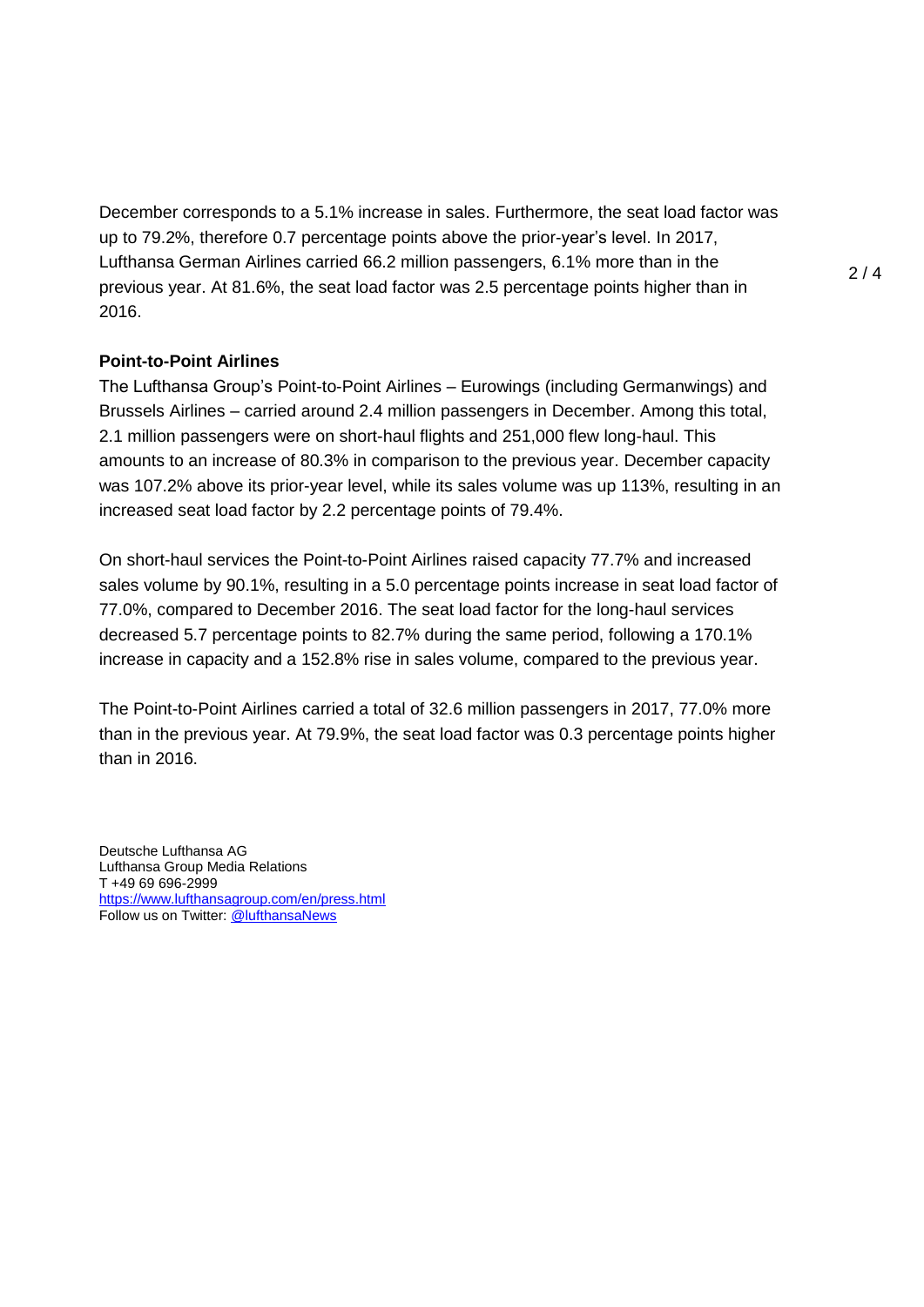December corresponds to a 5.1% increase in sales. Furthermore, the seat load factor was up to 79.2%, therefore 0.7 percentage points above the prior-year's level. In 2017, Lufthansa German Airlines carried 66.2 million passengers, 6.1% more than in the previous year. At 81.6%, the seat load factor was 2.5 percentage points higher than in 2016.

**Point-to-Point Airlines**

The Lufthansa Group's Point-to-Point Airlines – Eurowings (including Germanwings) and Brussels Airlines – carried around 2.4 million passengers in December. Among this total, 2.1 million passengers were on short-haul flights and 251,000 flew long-haul. This amounts to an increase of 80.3% in comparison to the previous year. December capacity was 107.2% above its prior-year level, while its sales volume was up 113%, resulting in an increased seat load factor by 2.2 percentage points of 79.4%.

On short-haul services the Point-to-Point Airlines raised capacity 77.7% and increased sales volume by 90.1%, resulting in a 5.0 percentage points increase in seat load factor of 77.0%, compared to December 2016. The seat load factor for the long-haul services decreased 5.7 percentage points to 82.7% during the same period, following a 170.1% increase in capacity and a 152.8% rise in sales volume, compared to the previous year.

The Point-to-Point Airlines carried a total of 32.6 million passengers in 2017, 77.0% more than in the previous year. At 79.9%, the seat load factor was 0.3 percentage points higher than in 2016.

Deutsche Lufthansa AG
Lufthansa Group Media Relations
T +49 69 696-2999
https://www.lufthansagroup.com/en/press.html
Follow us on Twitter: @lufthansaNews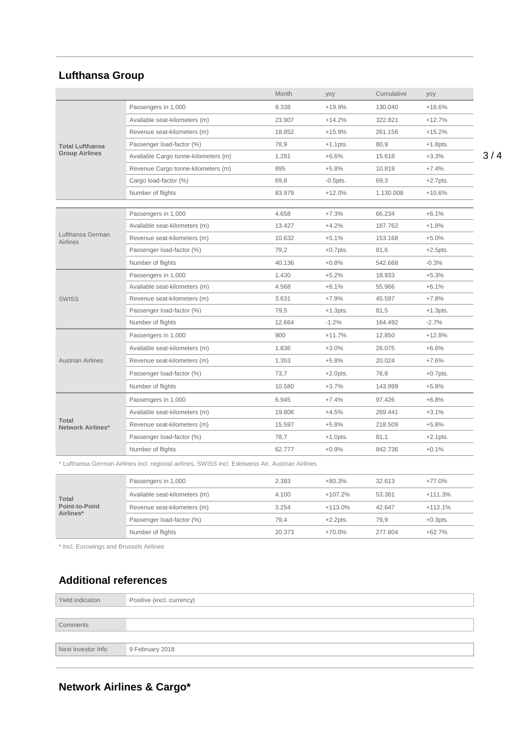## Lufthansa Group

| | | Month | yoy | Cumulative | yoy |
|---|---|---|---|---|---|
| **Total Lufthansa Group Airlines** | Passengers in 1,000 | 9.338 | +19.9% | 130.040 | +18.6% |
| | Available seat-kilometers (m) | 23.907 | +14.2% | 322.821 | +12.7% |
| | Revenue seat-kilometers (m) | 18.852 | +15.9% | 261.156 | +15.2% |
| | Passenger load-factor (%) | 78,9 | +1.1pts. | 80,9 | +1.8pts. |
| | Available Cargo tonne-kilometers (m) | 1.281 | +6.6% | 15.618 | +3.3% |
| | Revenue Cargo tonne-kilometers (m) | 895 | +5.8% | 10.819 | +7.4% |
| | Cargo load-factor (%) | 69,8 | -0.5pts. | 69,3 | +2.7pts. |
| | Number of flights | 83.979 | +12.0% | 1.130.008 | +10.6% |

| | | Month | yoy | Cumulative | yoy |
|---|---|---|---|---|---|
| Lufthansa German Airlines | Passengers in 1,000 | 4.658 | +7.3% | 66.234 | +6.1% |
| | Available seat-kilometers (m) | 13.427 | +4.2% | 187.762 | +1.8% |
| | Revenue seat-kilometers (m) | 10.632 | +5.1% | 153.168 | +5.0% |
| | Passenger load-factor (%) | 79,2 | +0.7pts. | 81,6 | +2.5pts. |
| | Number of flights | 40.136 | +0.8% | 542.668 | -0.3% |
| SWISS | Passengers in 1,000 | 1.430 | +5.2% | 18.933 | +5.3% |
| | Available seat-kilometers (m) | 4.568 | +6.1% | 55.966 | +6.1% |
| | Revenue seat-kilometers (m) | 3.631 | +7.9% | 45.597 | +7.8% |
| | Passenger load-factor (%) | 79,5 | +1.3pts. | 81,5 | +1.3pts. |
| | Number of flights | 12.664 | -1.2% | 164.492 | -2.7% |
| Austrian Airlines | Passengers in 1,000 | 900 | +11.7% | 12.850 | +12.8% |
| | Available seat-kilometers (m) | 1.836 | +3.0% | 26.075 | +6.6% |
| | Revenue seat-kilometers (m) | 1.353 | +5.8% | 20.024 | +7.6% |
| | Passenger load-factor (%) | 73,7 | +2.0pts. | 76,8 | +0.7pts. |
| | Number of flights | 10.580 | +3.7% | 143.999 | +5.8% |
| **Total Network Airlines*** | Passengers in 1,000 | 6.945 | +7.4% | 97.426 | +6.8% |
| | Available seat-kilometers (m) | 19.806 | +4.5% | 269.441 | +3.1% |
| | Revenue seat-kilometers (m) | 15.597 | +5.8% | 218.509 | +5.8% |
| | Passenger load-factor (%) | 78,7 | +1.0pts. | 81,1 | +2.1pts. |
| | Number of flights | 62.777 | +0.9% | 842.736 | +0.1% |

* Lufthansa German Airlines incl. regional airlines, SWISS incl. Edelweiss Air, Austrian Airlines

| | | Month | yoy | Cumulative | yoy |
|---|---|---|---|---|---|
| **Total Point-to-Point Airlines*** | Passengers in 1,000 | 2.393 | +80.3% | 32.613 | +77.0% |
| | Available seat-kilometers (m) | 4.100 | +107.2% | 53.381 | +111.3% |
| | Revenue seat-kilometers (m) | 3.254 | +113.0% | 42.647 | +112.1% |
| | Passenger load-factor (%) | 79,4 | +2.2pts. | 79,9 | +0.3pts. |
| | Number of flights | 20.373 | +70.0% | 277.804 | +62.7% |

* Incl. Eurowings and Brussels Airlines

## Additional references

| | |
|---|---|
| Yield indication | Positive (excl. currency) |
| Comments | |
| Next Investor Info | 9 February 2018 |

## Network Airlines & Cargo*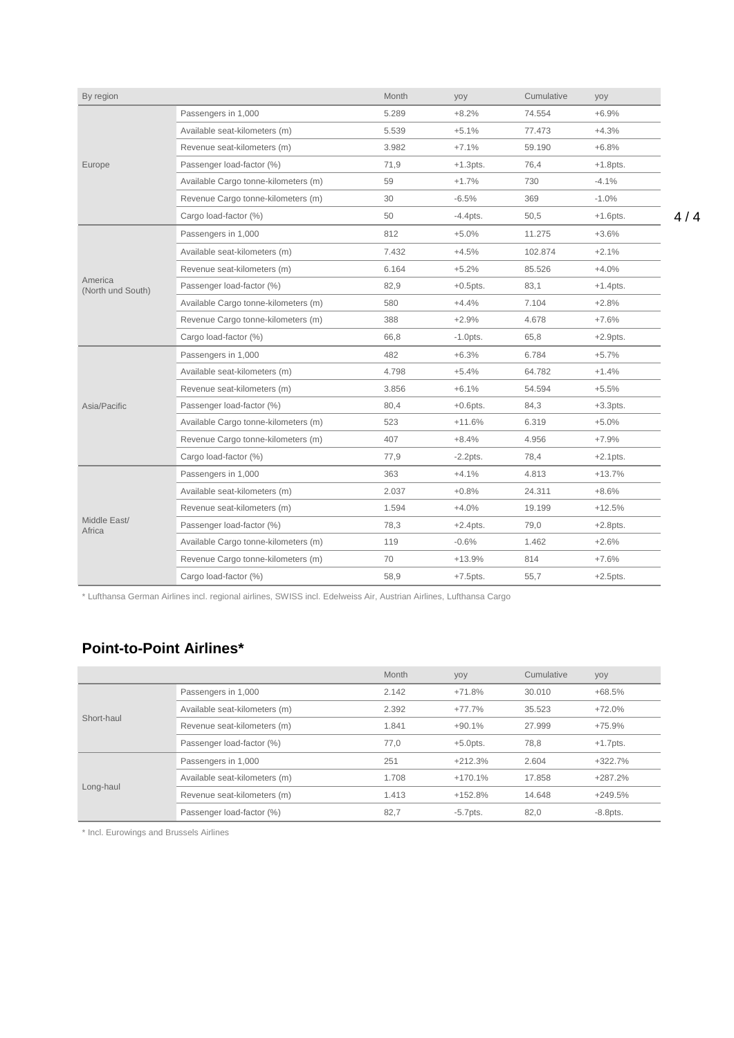| By region | | Month | yoy | Cumulative | yoy |
|---|---|---|---|---|---|
| Europe | Passengers in 1,000 | 5.289 | +8.2% | 74.554 | +6.9% |
| | Available seat-kilometers (m) | 5.539 | +5.1% | 77.473 | +4.3% |
| | Revenue seat-kilometers (m) | 3.982 | +7.1% | 59.190 | +6.8% |
| | Passenger load-factor (%) | 71,9 | +1.3pts. | 76,4 | +1.8pts. |
| | Available Cargo tonne-kilometers (m) | 59 | +1.7% | 730 | -4.1% |
| | Revenue Cargo tonne-kilometers (m) | 30 | -6.5% | 369 | -1.0% |
| | Cargo load-factor (%) | 50 | -4.4pts. | 50,5 | +1.6pts. |
| America (North und South) | Passengers in 1,000 | 812 | +5.0% | 11.275 | +3.6% |
| | Available seat-kilometers (m) | 7.432 | +4.5% | 102.874 | +2.1% |
| | Revenue seat-kilometers (m) | 6.164 | +5.2% | 85.526 | +4.0% |
| | Passenger load-factor (%) | 82,9 | +0.5pts. | 83,1 | +1.4pts. |
| | Available Cargo tonne-kilometers (m) | 580 | +4.4% | 7.104 | +2.8% |
| | Revenue Cargo tonne-kilometers (m) | 388 | +2.9% | 4.678 | +7.6% |
| | Cargo load-factor (%) | 66,8 | -1.0pts. | 65,8 | +2.9pts. |
| Asia/Pacific | Passengers in 1,000 | 482 | +6.3% | 6.784 | +5.7% |
| | Available seat-kilometers (m) | 4.798 | +5.4% | 64.782 | +1.4% |
| | Revenue seat-kilometers (m) | 3.856 | +6.1% | 54.594 | +5.5% |
| | Passenger load-factor (%) | 80,4 | +0.6pts. | 84,3 | +3.3pts. |
| | Available Cargo tonne-kilometers (m) | 523 | +11.6% | 6.319 | +5.0% |
| | Revenue Cargo tonne-kilometers (m) | 407 | +8.4% | 4.956 | +7.9% |
| | Cargo load-factor (%) | 77,9 | -2.2pts. | 78,4 | +2.1pts. |
| Middle East/ Africa | Passengers in 1,000 | 363 | +4.1% | 4.813 | +13.7% |
| | Available seat-kilometers (m) | 2.037 | +0.8% | 24.311 | +8.6% |
| | Revenue seat-kilometers (m) | 1.594 | +4.0% | 19.199 | +12.5% |
| | Passenger load-factor (%) | 78,3 | +2.4pts. | 79,0 | +2.8pts. |
| | Available Cargo tonne-kilometers (m) | 119 | -0.6% | 1.462 | +2.6% |
| | Revenue Cargo tonne-kilometers (m) | 70 | +13.9% | 814 | +7.6% |
| | Cargo load-factor (%) | 58,9 | +7.5pts. | 55,7 | +2.5pts. |

\* Lufthansa German Airlines incl. regional airlines, SWISS incl. Edelweiss Air, Austrian Airlines, Lufthansa Cargo

## Point-to-Point Airlines*

| | | Month | yoy | Cumulative | yoy |
|---|---|---|---|---|---|
| Short-haul | Passengers in 1,000 | 2.142 | +71.8% | 30.010 | +68.5% |
| | Available seat-kilometers (m) | 2.392 | +77.7% | 35.523 | +72.0% |
| | Revenue seat-kilometers (m) | 1.841 | +90.1% | 27.999 | +75.9% |
| | Passenger load-factor (%) | 77,0 | +5.0pts. | 78,8 | +1.7pts. |
| Long-haul | Passengers in 1,000 | 251 | +212.3% | 2.604 | +322.7% |
| | Available seat-kilometers (m) | 1.708 | +170.1% | 17.858 | +287.2% |
| | Revenue seat-kilometers (m) | 1.413 | +152.8% | 14.648 | +249.5% |
| | Passenger load-factor (%) | 82,7 | -5.7pts. | 82,0 | -8.8pts. |

\* Incl. Eurowings and Brussels Airlines